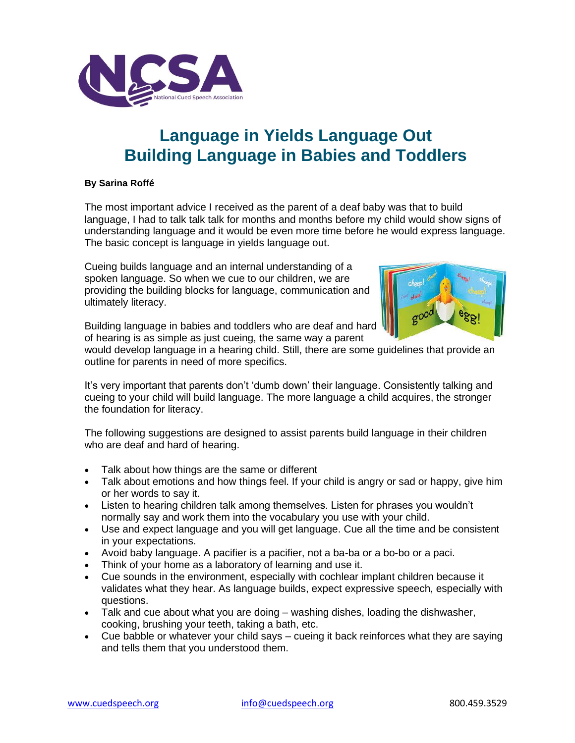# Language in Yields Language Out
# Building Language in Babies and Toddlers

**By Sarina Roffé**

The most important advice I received as the parent of a deaf baby was that to build language, I had to talk talk talk for months and months before my child would show signs of understanding language and it would be even more time before he would express language. The basic concept is language in yields language out.

Cueing builds language and an internal understanding of a spoken language. So when we cue to our children, we are providing the building blocks for language, communication and ultimately literacy.

Building language in babies and toddlers who are deaf and hard of hearing is as simple as just cueing, the same way a parent would develop language in a hearing child. Still, there are some guidelines that provide an outline for parents in need of more specifics.

It's very important that parents don't 'dumb down' their language. Consistently talking and cueing to your child will build language. The more language a child acquires, the stronger the foundation for literacy.

The following suggestions are designed to assist parents build language in their children who are deaf and hard of hearing.

- Talk about how things are the same or different
- Talk about emotions and how things feel. If your child is angry or sad or happy, give him or her words to say it.
- Listen to hearing children talk among themselves. Listen for phrases you wouldn't normally say and work them into the vocabulary you use with your child.
- Use and expect language and you will get language. Cue all the time and be consistent in your expectations.
- Avoid baby language. A pacifier is a pacifier, not a ba-ba or a bo-bo or a paci.
- Think of your home as a laboratory of learning and use it.
- Cue sounds in the environment, especially with cochlear implant children because it validates what they hear. As language builds, expect expressive speech, especially with questions.
- Talk and cue about what you are doing – washing dishes, loading the dishwasher, cooking, brushing your teeth, taking a bath, etc.
- Cue babble or whatever your child says – cueing it back reinforces what they are saying and tells them that you understood them.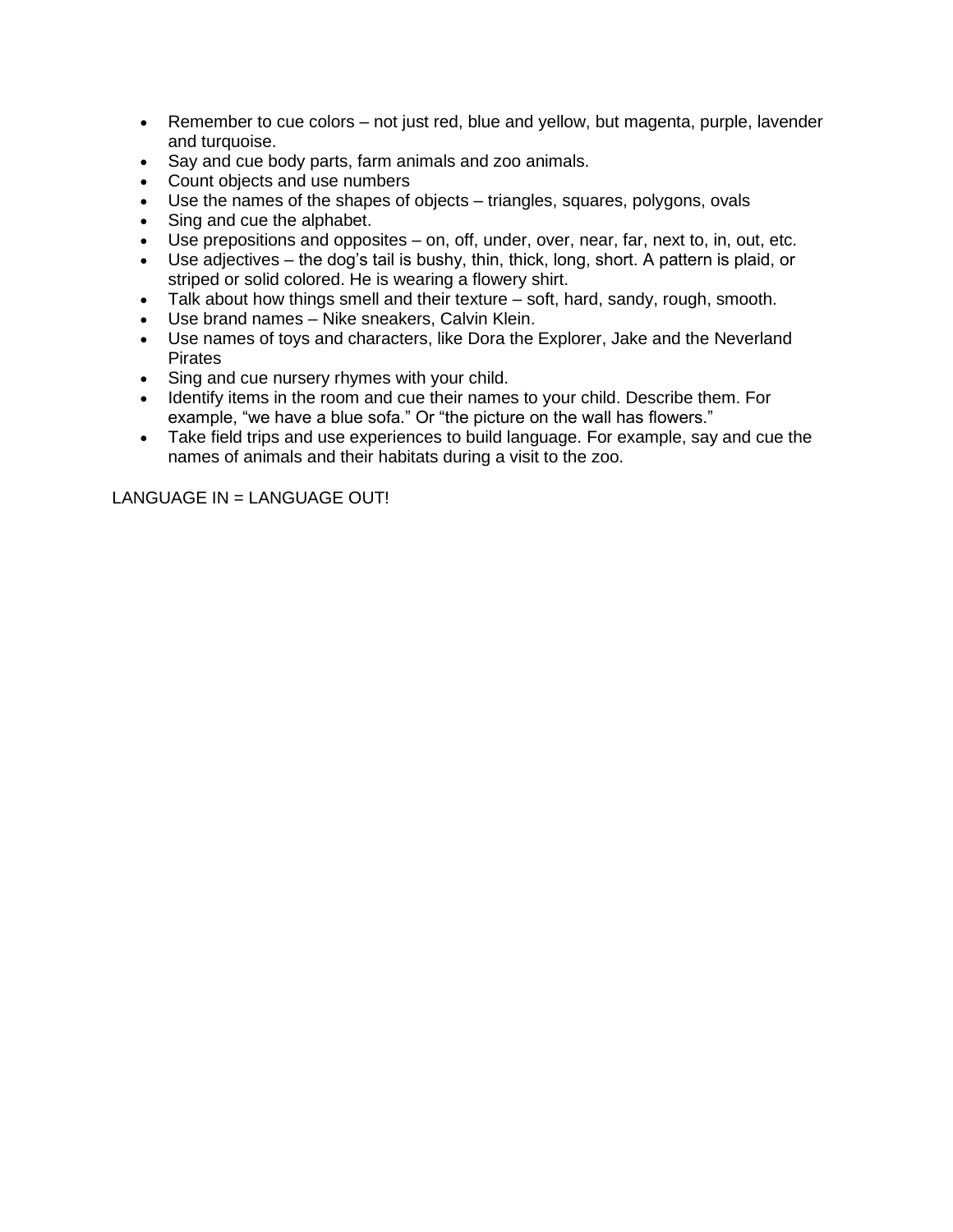- Remember to cue colors – not just red, blue and yellow, but magenta, purple, lavender and turquoise.
- Say and cue body parts, farm animals and zoo animals.
- Count objects and use numbers
- Use the names of the shapes of objects – triangles, squares, polygons, ovals
- Sing and cue the alphabet.
- Use prepositions and opposites – on, off, under, over, near, far, next to, in, out, etc.
- Use adjectives – the dog's tail is bushy, thin, thick, long, short. A pattern is plaid, or striped or solid colored. He is wearing a flowery shirt.
- Talk about how things smell and their texture – soft, hard, sandy, rough, smooth.
- Use brand names – Nike sneakers, Calvin Klein.
- Use names of toys and characters, like Dora the Explorer, Jake and the Neverland Pirates
- Sing and cue nursery rhymes with your child.
- Identify items in the room and cue their names to your child. Describe them. For example, "we have a blue sofa." Or "the picture on the wall has flowers."
- Take field trips and use experiences to build language. For example, say and cue the names of animals and their habitats during a visit to the zoo.

LANGUAGE IN = LANGUAGE OUT!